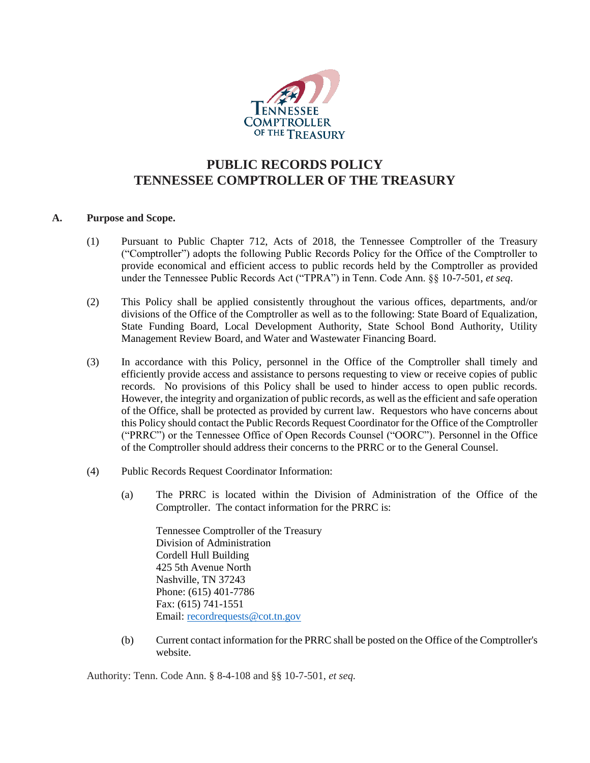# PUBLIC RECORDS POLICY
# TENNESSEE COMPTROLLER OF THE TREASURY

## A. Purpose and Scope.

(1) Pursuant to Public Chapter 712, Acts of 2018, the Tennessee Comptroller of the Treasury ("Comptroller") adopts the following Public Records Policy for the Office of the Comptroller to provide economical and efficient access to public records held by the Comptroller as provided under the Tennessee Public Records Act ("TPRA") in Tenn. Code Ann. §§ 10-7-501, *et seq*.

(2) This Policy shall be applied consistently throughout the various offices, departments, and/or divisions of the Office of the Comptroller as well as to the following: State Board of Equalization, State Funding Board, Local Development Authority, State School Bond Authority, Utility Management Review Board, and Water and Wastewater Financing Board.

(3) In accordance with this Policy, personnel in the Office of the Comptroller shall timely and efficiently provide access and assistance to persons requesting to view or receive copies of public records. No provisions of this Policy shall be used to hinder access to open public records. However, the integrity and organization of public records, as well as the efficient and safe operation of the Office, shall be protected as provided by current law. Requestors who have concerns about this Policy should contact the Public Records Request Coordinator for the Office of the Comptroller ("PRRC") or the Tennessee Office of Open Records Counsel ("OORC"). Personnel in the Office of the Comptroller should address their concerns to the PRRC or to the General Counsel.

(4) Public Records Request Coordinator Information:

(a) The PRRC is located within the Division of Administration of the Office of the Comptroller. The contact information for the PRRC is:

Tennessee Comptroller of the Treasury
Division of Administration
Cordell Hull Building
425 5th Avenue North
Nashville, TN 37243
Phone: (615) 401-7786
Fax: (615) 741-1551
Email: recordrequests@cot.tn.gov

(b) Current contact information for the PRRC shall be posted on the Office of the Comptroller's website.

Authority: Tenn. Code Ann. § 8-4-108 and §§ 10-7-501, *et seq.*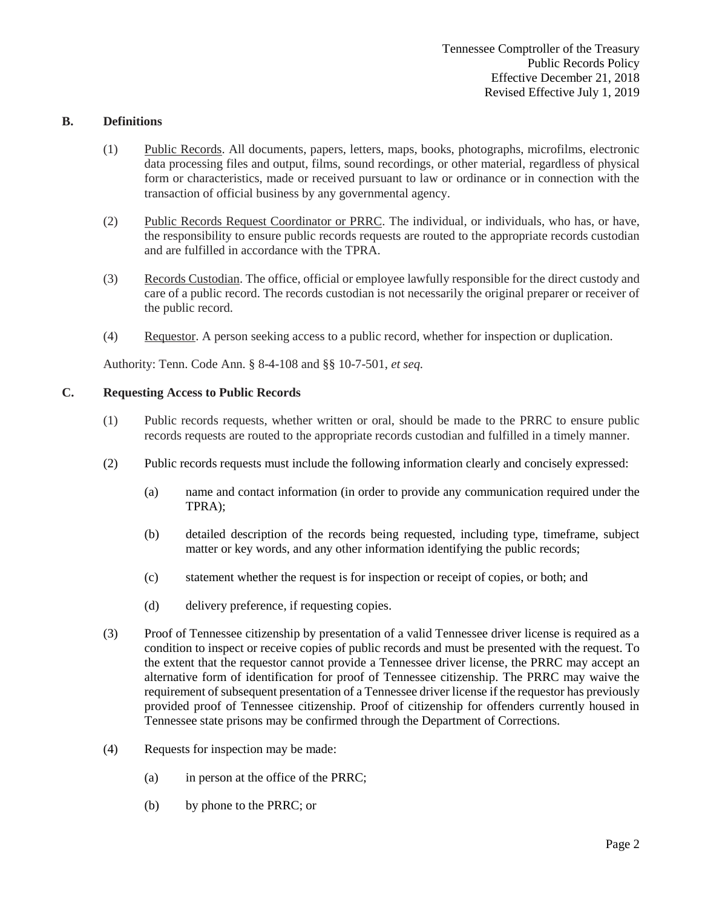### B. Definitions

(1) Public Records. All documents, papers, letters, maps, books, photographs, microfilms, electronic data processing files and output, films, sound recordings, or other material, regardless of physical form or characteristics, made or received pursuant to law or ordinance or in connection with the transaction of official business by any governmental agency.

(2) Public Records Request Coordinator or PRRC. The individual, or individuals, who has, or have, the responsibility to ensure public records requests are routed to the appropriate records custodian and are fulfilled in accordance with the TPRA.

(3) Records Custodian. The office, official or employee lawfully responsible for the direct custody and care of a public record. The records custodian is not necessarily the original preparer or receiver of the public record.

(4) Requestor. A person seeking access to a public record, whether for inspection or duplication.

Authority: Tenn. Code Ann. § 8-4-108 and §§ 10-7-501, *et seq.*

### C. Requesting Access to Public Records

(1) Public records requests, whether written or oral, should be made to the PRRC to ensure public records requests are routed to the appropriate records custodian and fulfilled in a timely manner.

(2) Public records requests must include the following information clearly and concisely expressed:

   (a) name and contact information (in order to provide any communication required under the TPRA);

   (b) detailed description of the records being requested, including type, timeframe, subject matter or key words, and any other information identifying the public records;

   (c) statement whether the request is for inspection or receipt of copies, or both; and

   (d) delivery preference, if requesting copies.

(3) Proof of Tennessee citizenship by presentation of a valid Tennessee driver license is required as a condition to inspect or receive copies of public records and must be presented with the request. To the extent that the requestor cannot provide a Tennessee driver license, the PRRC may accept an alternative form of identification for proof of Tennessee citizenship. The PRRC may waive the requirement of subsequent presentation of a Tennessee driver license if the requestor has previously provided proof of Tennessee citizenship. Proof of citizenship for offenders currently housed in Tennessee state prisons may be confirmed through the Department of Corrections.

(4) Requests for inspection may be made:

   (a) in person at the office of the PRRC;

   (b) by phone to the PRRC; or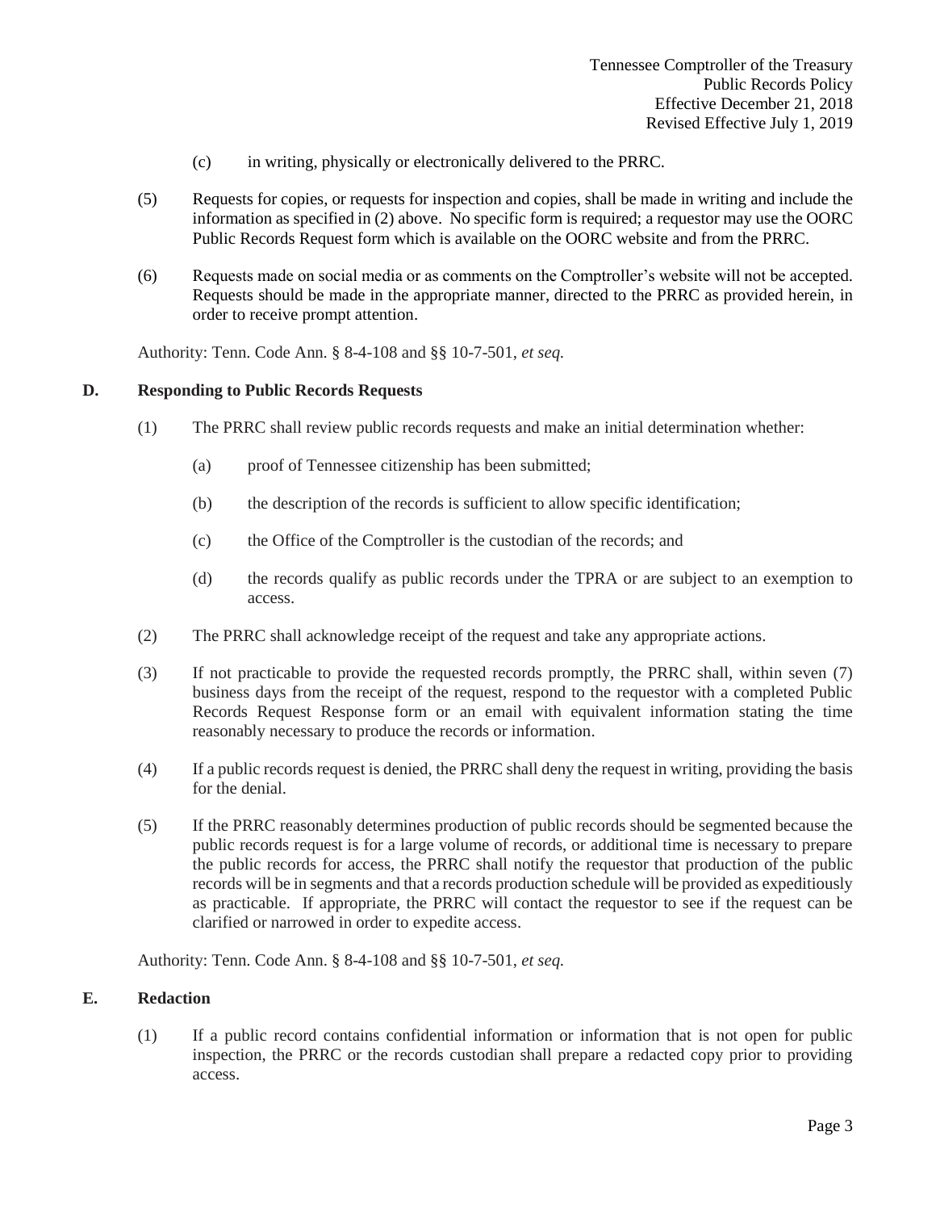(c) in writing, physically or electronically delivered to the PRRC.

(5) Requests for copies, or requests for inspection and copies, shall be made in writing and include the information as specified in (2) above. No specific form is required; a requestor may use the OORC Public Records Request form which is available on the OORC website and from the PRRC.

(6) Requests made on social media or as comments on the Comptroller's website will not be accepted. Requests should be made in the appropriate manner, directed to the PRRC as provided herein, in order to receive prompt attention.

Authority: Tenn. Code Ann. § 8-4-108 and §§ 10-7-501, *et seq.*

## D. Responding to Public Records Requests

(1) The PRRC shall review public records requests and make an initial determination whether:

(a) proof of Tennessee citizenship has been submitted;

(b) the description of the records is sufficient to allow specific identification;

(c) the Office of the Comptroller is the custodian of the records; and

(d) the records qualify as public records under the TPRA or are subject to an exemption to access.

(2) The PRRC shall acknowledge receipt of the request and take any appropriate actions.

(3) If not practicable to provide the requested records promptly, the PRRC shall, within seven (7) business days from the receipt of the request, respond to the requestor with a completed Public Records Request Response form or an email with equivalent information stating the time reasonably necessary to produce the records or information.

(4) If a public records request is denied, the PRRC shall deny the request in writing, providing the basis for the denial.

(5) If the PRRC reasonably determines production of public records should be segmented because the public records request is for a large volume of records, or additional time is necessary to prepare the public records for access, the PRRC shall notify the requestor that production of the public records will be in segments and that a records production schedule will be provided as expeditiously as practicable. If appropriate, the PRRC will contact the requestor to see if the request can be clarified or narrowed in order to expedite access.

Authority: Tenn. Code Ann. § 8-4-108 and §§ 10-7-501, *et seq.*

## E. Redaction

(1) If a public record contains confidential information or information that is not open for public inspection, the PRRC or the records custodian shall prepare a redacted copy prior to providing access.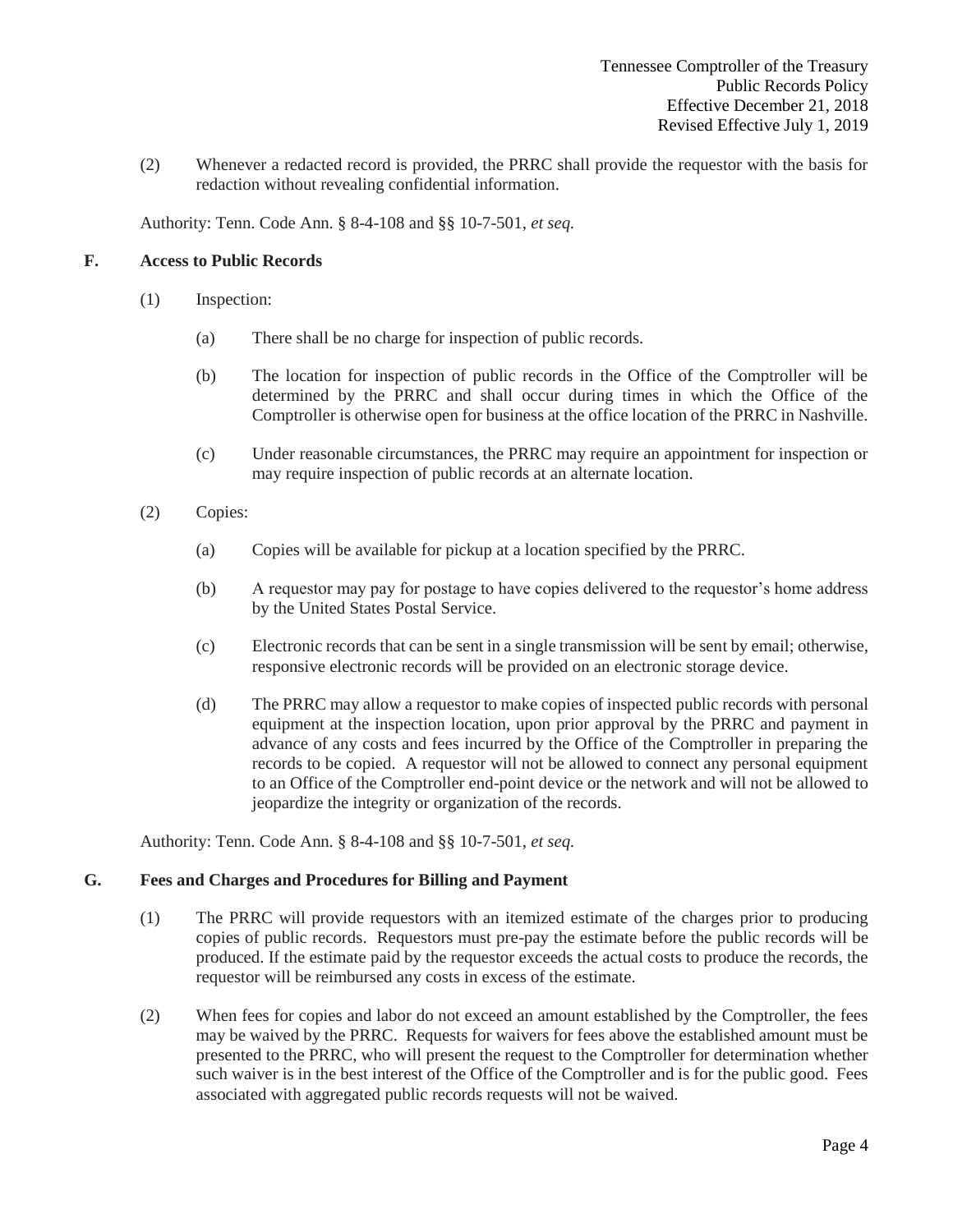(2) Whenever a redacted record is provided, the PRRC shall provide the requestor with the basis for redaction without revealing confidential information.

Authority: Tenn. Code Ann. § 8-4-108 and §§ 10-7-501, *et seq.*

## F. Access to Public Records

(1) Inspection:

(a) There shall be no charge for inspection of public records.

(b) The location for inspection of public records in the Office of the Comptroller will be determined by the PRRC and shall occur during times in which the Office of the Comptroller is otherwise open for business at the office location of the PRRC in Nashville.

(c) Under reasonable circumstances, the PRRC may require an appointment for inspection or may require inspection of public records at an alternate location.

(2) Copies:

(a) Copies will be available for pickup at a location specified by the PRRC.

(b) A requestor may pay for postage to have copies delivered to the requestor's home address by the United States Postal Service.

(c) Electronic records that can be sent in a single transmission will be sent by email; otherwise, responsive electronic records will be provided on an electronic storage device.

(d) The PRRC may allow a requestor to make copies of inspected public records with personal equipment at the inspection location, upon prior approval by the PRRC and payment in advance of any costs and fees incurred by the Office of the Comptroller in preparing the records to be copied. A requestor will not be allowed to connect any personal equipment to an Office of the Comptroller end-point device or the network and will not be allowed to jeopardize the integrity or organization of the records.

Authority: Tenn. Code Ann. § 8-4-108 and §§ 10-7-501, *et seq.*

## G. Fees and Charges and Procedures for Billing and Payment

(1) The PRRC will provide requestors with an itemized estimate of the charges prior to producing copies of public records. Requestors must pre-pay the estimate before the public records will be produced. If the estimate paid by the requestor exceeds the actual costs to produce the records, the requestor will be reimbursed any costs in excess of the estimate.

(2) When fees for copies and labor do not exceed an amount established by the Comptroller, the fees may be waived by the PRRC. Requests for waivers for fees above the established amount must be presented to the PRRC, who will present the request to the Comptroller for determination whether such waiver is in the best interest of the Office of the Comptroller and is for the public good. Fees associated with aggregated public records requests will not be waived.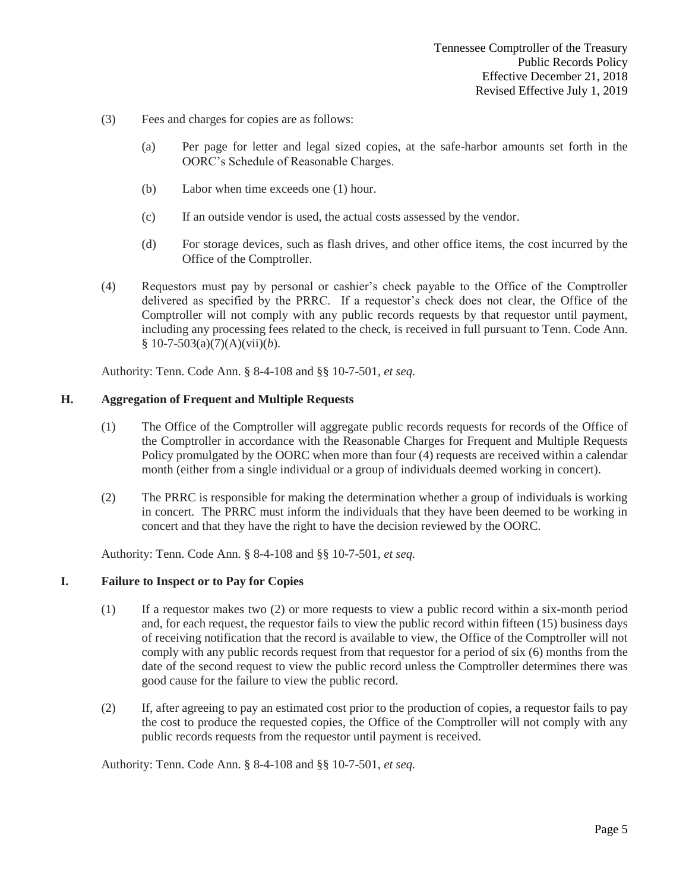(3) Fees and charges for copies are as follows:

   (a) Per page for letter and legal sized copies, at the safe-harbor amounts set forth in the OORC's Schedule of Reasonable Charges.

   (b) Labor when time exceeds one (1) hour.

   (c) If an outside vendor is used, the actual costs assessed by the vendor.

   (d) For storage devices, such as flash drives, and other office items, the cost incurred by the Office of the Comptroller.

(4) Requestors must pay by personal or cashier's check payable to the Office of the Comptroller delivered as specified by the PRRC. If a requestor's check does not clear, the Office of the Comptroller will not comply with any public records requests by that requestor until payment, including any processing fees related to the check, is received in full pursuant to Tenn. Code Ann. § 10-7-503(a)(7)(A)(vii)(*b*).

Authority: Tenn. Code Ann. § 8-4-108 and §§ 10-7-501, *et seq.*

## H. Aggregation of Frequent and Multiple Requests

(1) The Office of the Comptroller will aggregate public records requests for records of the Office of the Comptroller in accordance with the Reasonable Charges for Frequent and Multiple Requests Policy promulgated by the OORC when more than four (4) requests are received within a calendar month (either from a single individual or a group of individuals deemed working in concert).

(2) The PRRC is responsible for making the determination whether a group of individuals is working in concert. The PRRC must inform the individuals that they have been deemed to be working in concert and that they have the right to have the decision reviewed by the OORC.

Authority: Tenn. Code Ann. § 8-4-108 and §§ 10-7-501, *et seq.*

## I. Failure to Inspect or to Pay for Copies

(1) If a requestor makes two (2) or more requests to view a public record within a six-month period and, for each request, the requestor fails to view the public record within fifteen (15) business days of receiving notification that the record is available to view, the Office of the Comptroller will not comply with any public records request from that requestor for a period of six (6) months from the date of the second request to view the public record unless the Comptroller determines there was good cause for the failure to view the public record.

(2) If, after agreeing to pay an estimated cost prior to the production of copies, a requestor fails to pay the cost to produce the requested copies, the Office of the Comptroller will not comply with any public records requests from the requestor until payment is received.

Authority: Tenn. Code Ann. § 8-4-108 and §§ 10-7-501, *et seq.*